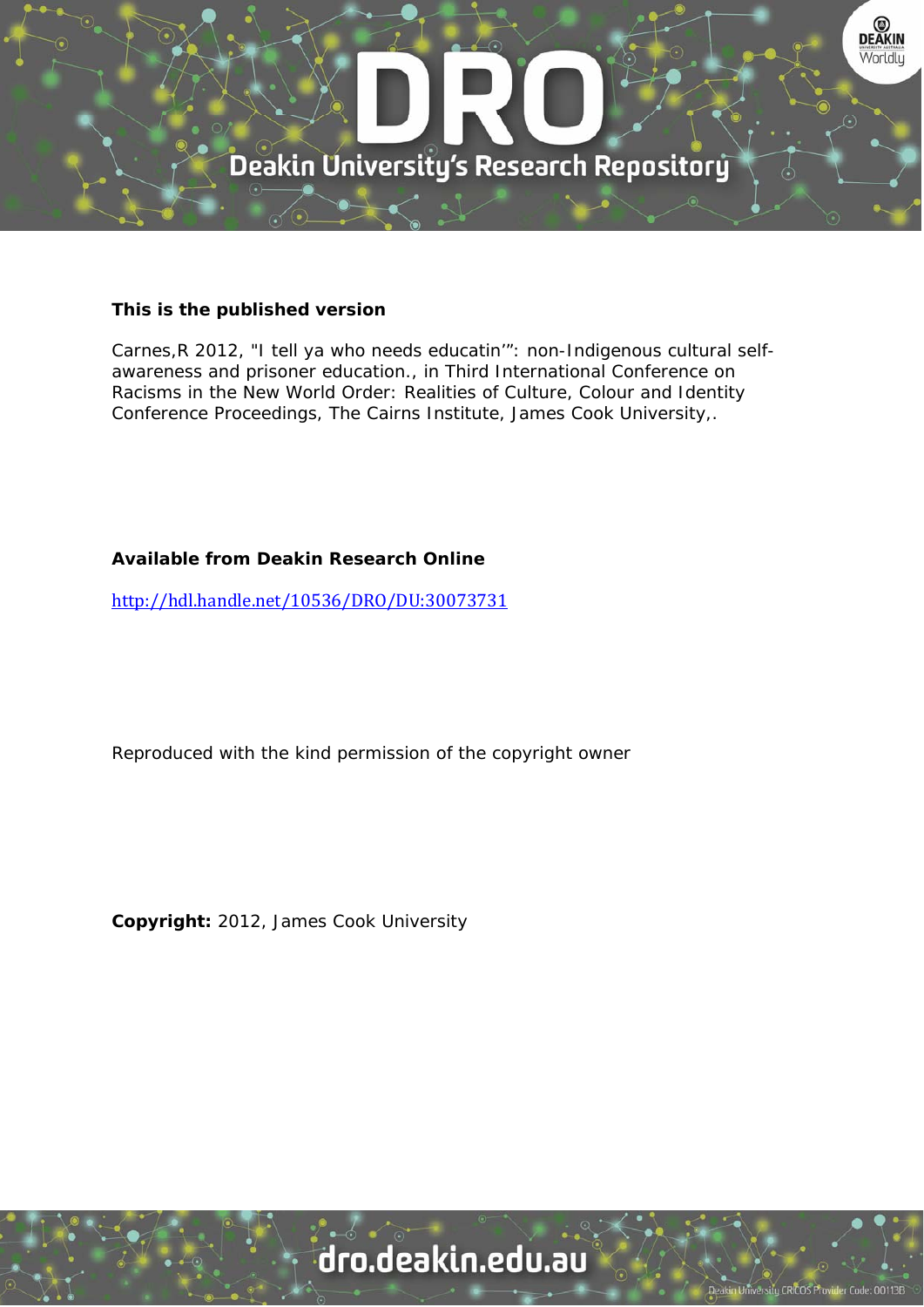**This is the published version**

Carnes,R 2012, "I tell ya who needs educatin'": non-Indigenous cultural self-awareness and prisoner education., in Third International Conference on Racisms in the New World Order: Realities of Culture, Colour and Identity Conference Proceedings, The Cairns Institute, James Cook University,.

**Available from Deakin Research Online**

http://hdl.handle.net/10536/DRO/DU:30073731

Reproduced with the kind permission of the copyright owner

**Copyright:** 2012, James Cook University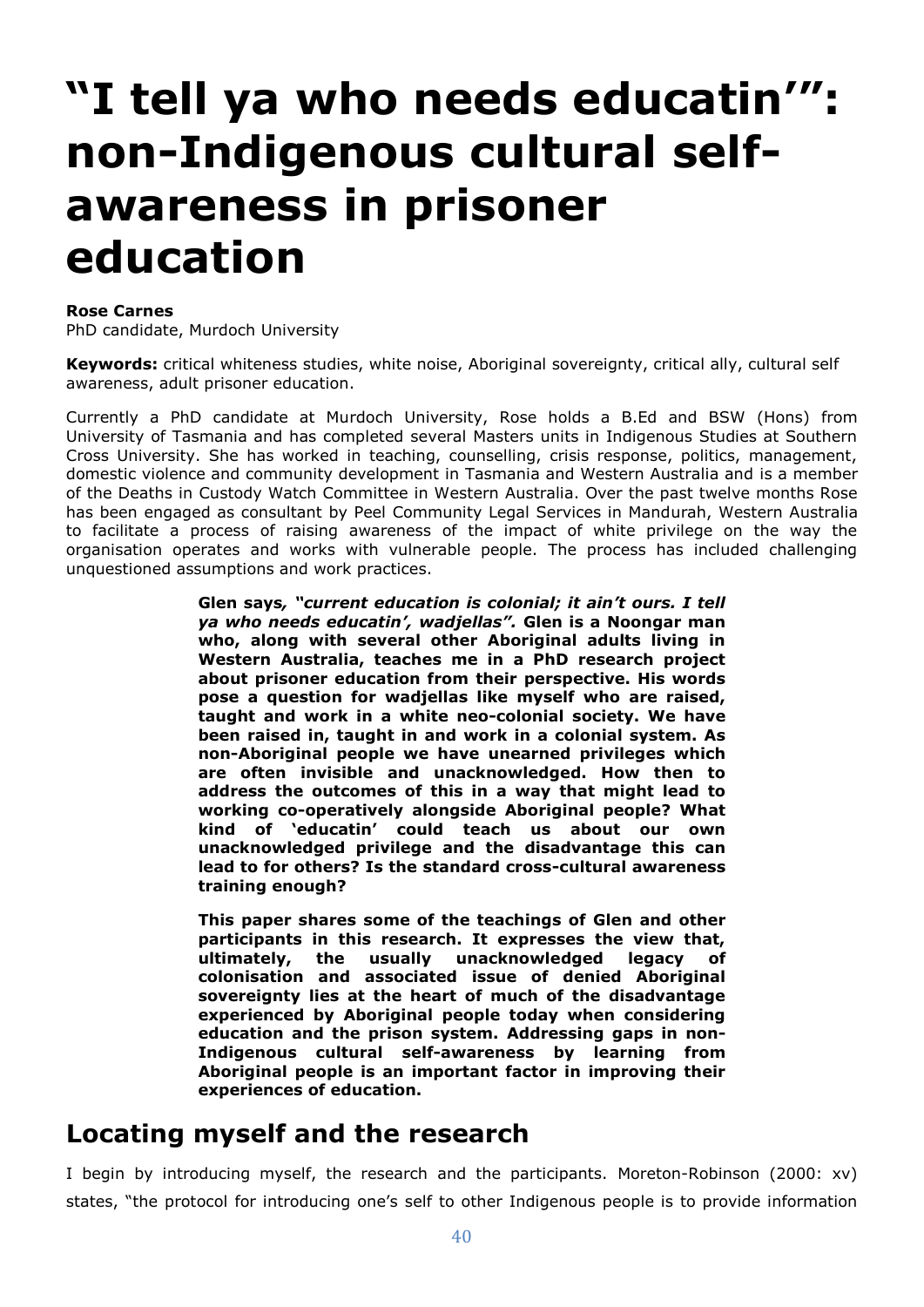# "I tell ya who needs educatin'": non-Indigenous cultural self-awareness in prisoner education

**Rose Carnes**
PhD candidate, Murdoch University

**Keywords:** critical whiteness studies, white noise, Aboriginal sovereignty, critical ally, cultural self awareness, adult prisoner education.

Currently a PhD candidate at Murdoch University, Rose holds a B.Ed and BSW (Hons) from University of Tasmania and has completed several Masters units in Indigenous Studies at Southern Cross University. She has worked in teaching, counselling, crisis response, politics, management, domestic violence and community development in Tasmania and Western Australia and is a member of the Deaths in Custody Watch Committee in Western Australia. Over the past twelve months Rose has been engaged as consultant by Peel Community Legal Services in Mandurah, Western Australia to facilitate a process of raising awareness of the impact of white privilege on the way the organisation operates and works with vulnerable people. The process has included challenging unquestioned assumptions and work practices.

**Glen says*, "current education is colonial; it ain't ours. I tell ya who needs educatin', wadjellas".* Glen is a Noongar man who, along with several other Aboriginal adults living in Western Australia, teaches me in a PhD research project about prisoner education from their perspective. His words pose a question for wadjellas like myself who are raised, taught and work in a white neo-colonial society. We have been raised in, taught in and work in a colonial system. As non-Aboriginal people we have unearned privileges which are often invisible and unacknowledged. How then to address the outcomes of this in a way that might lead to working co-operatively alongside Aboriginal people? What kind of 'educatin' could teach us about our own unacknowledged privilege and the disadvantage this can lead to for others? Is the standard cross-cultural awareness training enough?**

**This paper shares some of the teachings of Glen and other participants in this research. It expresses the view that, ultimately, the usually unacknowledged legacy of colonisation and associated issue of denied Aboriginal sovereignty lies at the heart of much of the disadvantage experienced by Aboriginal people today when considering education and the prison system. Addressing gaps in non-Indigenous cultural self-awareness by learning from Aboriginal people is an important factor in improving their experiences of education.**

## Locating myself and the research

I begin by introducing myself, the research and the participants. Moreton-Robinson (2000: xv) states, "the protocol for introducing one's self to other Indigenous people is to provide information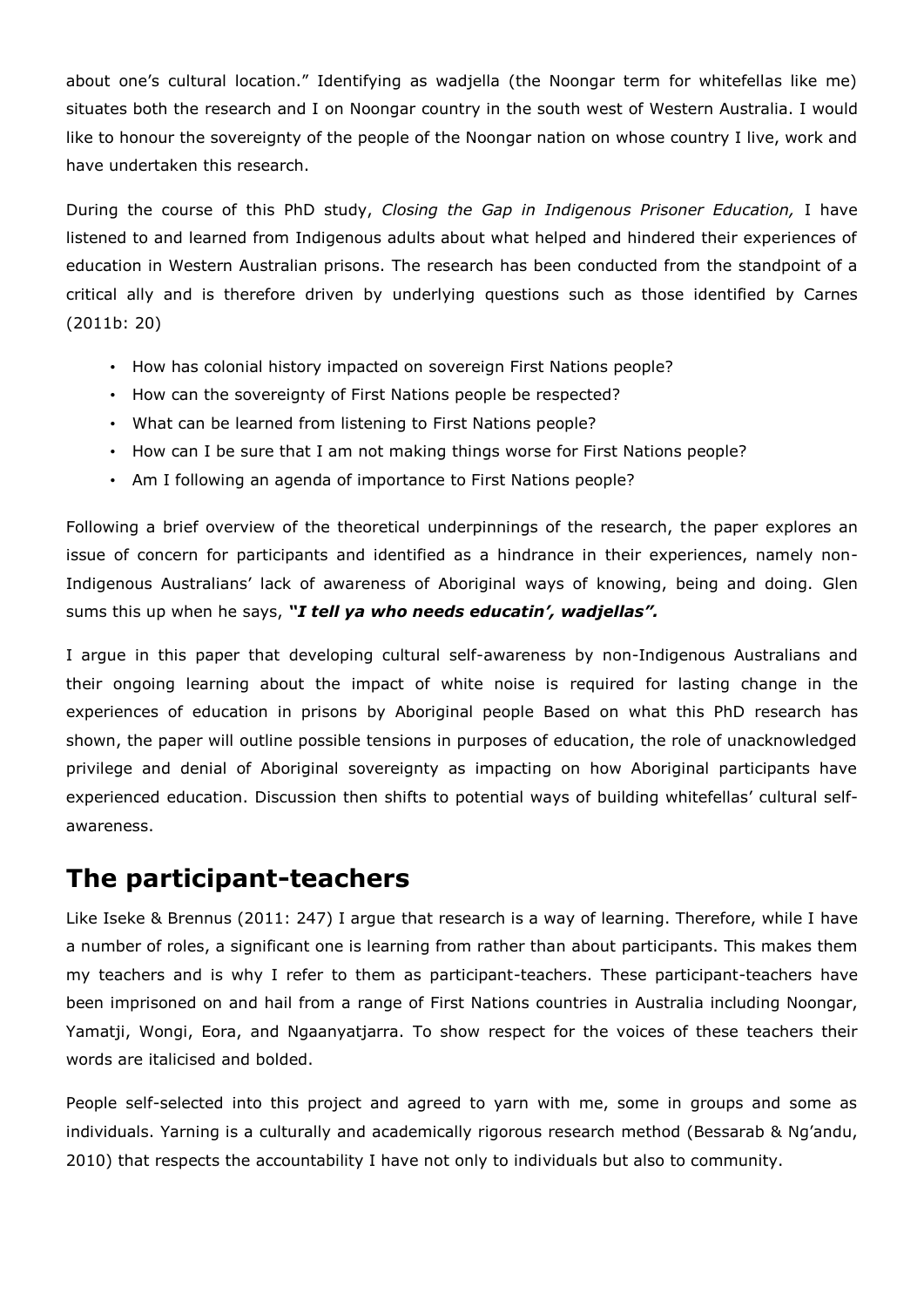about one's cultural location." Identifying as wadjella (the Noongar term for whitefellas like me) situates both the research and I on Noongar country in the south west of Western Australia. I would like to honour the sovereignty of the people of the Noongar nation on whose country I live, work and have undertaken this research.

During the course of this PhD study, *Closing the Gap in Indigenous Prisoner Education,* I have listened to and learned from Indigenous adults about what helped and hindered their experiences of education in Western Australian prisons. The research has been conducted from the standpoint of a critical ally and is therefore driven by underlying questions such as those identified by Carnes (2011b: 20)

- How has colonial history impacted on sovereign First Nations people?
- How can the sovereignty of First Nations people be respected?
- What can be learned from listening to First Nations people?
- How can I be sure that I am not making things worse for First Nations people?
- Am I following an agenda of importance to First Nations people?

Following a brief overview of the theoretical underpinnings of the research, the paper explores an issue of concern for participants and identified as a hindrance in their experiences, namely non-Indigenous Australians' lack of awareness of Aboriginal ways of knowing, being and doing. Glen sums this up when he says, ***"I tell ya who needs educatin', wadjellas".***

I argue in this paper that developing cultural self-awareness by non-Indigenous Australians and their ongoing learning about the impact of white noise is required for lasting change in the experiences of education in prisons by Aboriginal people Based on what this PhD research has shown, the paper will outline possible tensions in purposes of education, the role of unacknowledged privilege and denial of Aboriginal sovereignty as impacting on how Aboriginal participants have experienced education. Discussion then shifts to potential ways of building whitefellas' cultural self-awareness.

## The participant-teachers

Like Iseke & Brennus (2011: 247) I argue that research is a way of learning. Therefore, while I have a number of roles, a significant one is learning from rather than about participants. This makes them my teachers and is why I refer to them as participant-teachers. These participant-teachers have been imprisoned on and hail from a range of First Nations countries in Australia including Noongar, Yamatji, Wongi, Eora, and Ngaanyatjarra. To show respect for the voices of these teachers their words are italicised and bolded.

People self-selected into this project and agreed to yarn with me, some in groups and some as individuals. Yarning is a culturally and academically rigorous research method (Bessarab & Ng'andu, 2010) that respects the accountability I have not only to individuals but also to community.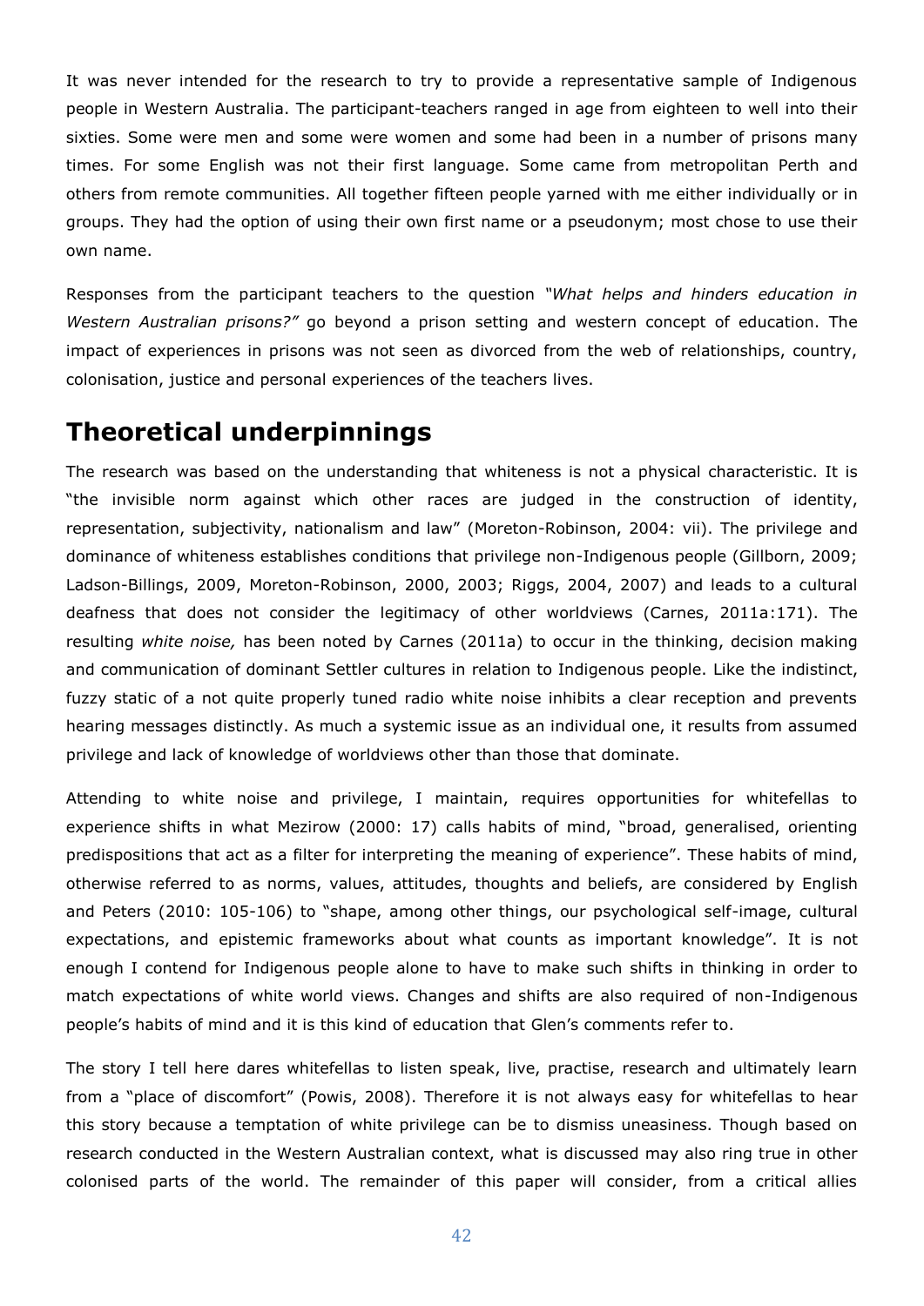It was never intended for the research to try to provide a representative sample of Indigenous people in Western Australia. The participant-teachers ranged in age from eighteen to well into their sixties. Some were men and some were women and some had been in a number of prisons many times. For some English was not their first language. Some came from metropolitan Perth and others from remote communities. All together fifteen people yarned with me either individually or in groups. They had the option of using their own first name or a pseudonym; most chose to use their own name.

Responses from the participant teachers to the question *"What helps and hinders education in Western Australian prisons?"* go beyond a prison setting and western concept of education. The impact of experiences in prisons was not seen as divorced from the web of relationships, country, colonisation, justice and personal experiences of the teachers lives.

## Theoretical underpinnings

The research was based on the understanding that whiteness is not a physical characteristic. It is "the invisible norm against which other races are judged in the construction of identity, representation, subjectivity, nationalism and law" (Moreton-Robinson, 2004: vii). The privilege and dominance of whiteness establishes conditions that privilege non-Indigenous people (Gillborn, 2009; Ladson-Billings, 2009, Moreton-Robinson, 2000, 2003; Riggs, 2004, 2007) and leads to a cultural deafness that does not consider the legitimacy of other worldviews (Carnes, 2011a:171). The resulting *white noise,* has been noted by Carnes (2011a) to occur in the thinking, decision making and communication of dominant Settler cultures in relation to Indigenous people. Like the indistinct, fuzzy static of a not quite properly tuned radio white noise inhibits a clear reception and prevents hearing messages distinctly. As much a systemic issue as an individual one, it results from assumed privilege and lack of knowledge of worldviews other than those that dominate.

Attending to white noise and privilege, I maintain, requires opportunities for whitefellas to experience shifts in what Mezirow (2000: 17) calls habits of mind, "broad, generalised, orienting predispositions that act as a filter for interpreting the meaning of experience". These habits of mind, otherwise referred to as norms, values, attitudes, thoughts and beliefs, are considered by English and Peters (2010: 105-106) to "shape, among other things, our psychological self-image, cultural expectations, and epistemic frameworks about what counts as important knowledge". It is not enough I contend for Indigenous people alone to have to make such shifts in thinking in order to match expectations of white world views. Changes and shifts are also required of non-Indigenous people's habits of mind and it is this kind of education that Glen's comments refer to.

The story I tell here dares whitefellas to listen speak, live, practise, research and ultimately learn from a "place of discomfort" (Powis, 2008). Therefore it is not always easy for whitefellas to hear this story because a temptation of white privilege can be to dismiss uneasiness. Though based on research conducted in the Western Australian context, what is discussed may also ring true in other colonised parts of the world. The remainder of this paper will consider, from a critical allies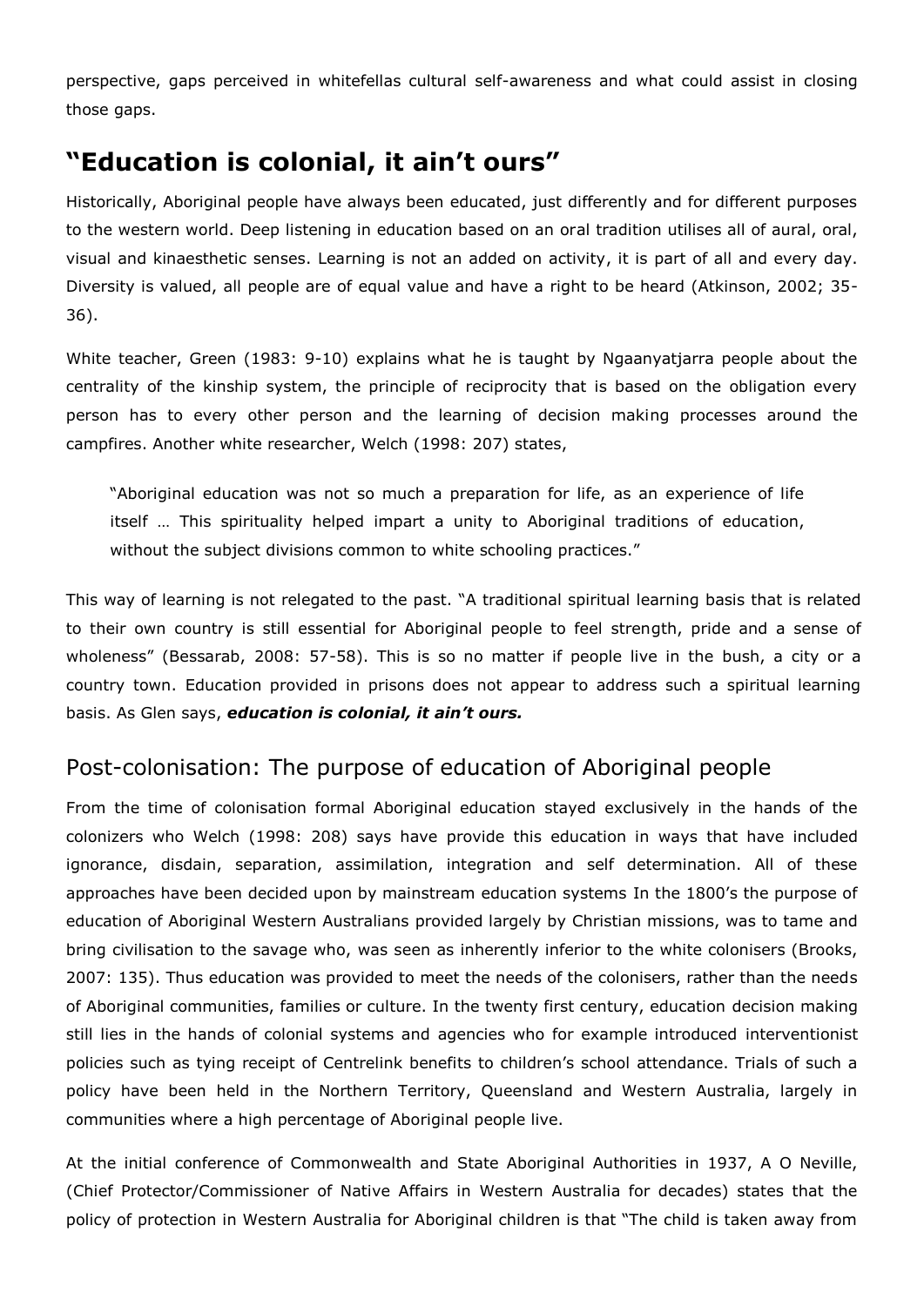perspective, gaps perceived in whitefellas cultural self-awareness and what could assist in closing those gaps.

## "Education is colonial, it ain't ours"

Historically, Aboriginal people have always been educated, just differently and for different purposes to the western world. Deep listening in education based on an oral tradition utilises all of aural, oral, visual and kinaesthetic senses. Learning is not an added on activity, it is part of all and every day. Diversity is valued, all people are of equal value and have a right to be heard (Atkinson, 2002; 35-36).

White teacher, Green (1983: 9-10) explains what he is taught by Ngaanyatjarra people about the centrality of the kinship system, the principle of reciprocity that is based on the obligation every person has to every other person and the learning of decision making processes around the campfires. Another white researcher, Welch (1998: 207) states,

> "Aboriginal education was not so much a preparation for life, as an experience of life itself … This spirituality helped impart a unity to Aboriginal traditions of education, without the subject divisions common to white schooling practices."

This way of learning is not relegated to the past. "A traditional spiritual learning basis that is related to their own country is still essential for Aboriginal people to feel strength, pride and a sense of wholeness" (Bessarab, 2008: 57-58). This is so no matter if people live in the bush, a city or a country town. Education provided in prisons does not appear to address such a spiritual learning basis. As Glen says, ***education is colonial, it ain't ours.***

### Post-colonisation: The purpose of education of Aboriginal people

From the time of colonisation formal Aboriginal education stayed exclusively in the hands of the colonizers who Welch (1998: 208) says have provide this education in ways that have included ignorance, disdain, separation, assimilation, integration and self determination. All of these approaches have been decided upon by mainstream education systems In the 1800's the purpose of education of Aboriginal Western Australians provided largely by Christian missions, was to tame and bring civilisation to the savage who, was seen as inherently inferior to the white colonisers (Brooks, 2007: 135). Thus education was provided to meet the needs of the colonisers, rather than the needs of Aboriginal communities, families or culture. In the twenty first century, education decision making still lies in the hands of colonial systems and agencies who for example introduced interventionist policies such as tying receipt of Centrelink benefits to children's school attendance. Trials of such a policy have been held in the Northern Territory, Queensland and Western Australia, largely in communities where a high percentage of Aboriginal people live.

At the initial conference of Commonwealth and State Aboriginal Authorities in 1937, A O Neville, (Chief Protector/Commissioner of Native Affairs in Western Australia for decades) states that the policy of protection in Western Australia for Aboriginal children is that "The child is taken away from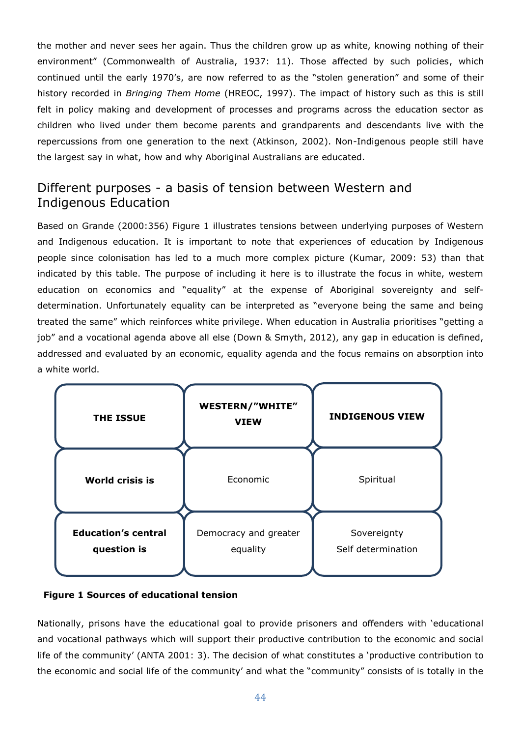the mother and never sees her again. Thus the children grow up as white, knowing nothing of their environment" (Commonwealth of Australia, 1937: 11). Those affected by such policies, which continued until the early 1970's, are now referred to as the "stolen generation" and some of their history recorded in *Bringing Them Home* (HREOC, 1997). The impact of history such as this is still felt in policy making and development of processes and programs across the education sector as children who lived under them become parents and grandparents and descendants live with the repercussions from one generation to the next (Atkinson, 2002). Non-Indigenous people still have the largest say in what, how and why Aboriginal Australians are educated.

## Different purposes - a basis of tension between Western and Indigenous Education

Based on Grande (2000:356) Figure 1 illustrates tensions between underlying purposes of Western and Indigenous education. It is important to note that experiences of education by Indigenous people since colonisation has led to a much more complex picture (Kumar, 2009: 53) than that indicated by this table. The purpose of including it here is to illustrate the focus in white, western education on economics and "equality" at the expense of Aboriginal sovereignty and self-determination. Unfortunately equality can be interpreted as "everyone being the same and being treated the same" which reinforces white privilege. When education in Australia prioritises "getting a job" and a vocational agenda above all else (Down & Smyth, 2012), any gap in education is defined, addressed and evaluated by an economic, equality agenda and the focus remains on absorption into a white world.

| THE ISSUE | WESTERN/"WHITE" VIEW | INDIGENOUS VIEW |
|---|---|---|
| **World crisis is** | Economic | Spiritual |
| **Education's central question is** | Democracy and greater equality | Sovereignty<br>Self determination |

**Figure 1 Sources of educational tension**

Nationally, prisons have the educational goal to provide prisoners and offenders with 'educational and vocational pathways which will support their productive contribution to the economic and social life of the community' (ANTA 2001: 3). The decision of what constitutes a 'productive contribution to the economic and social life of the community' and what the "community" consists of is totally in the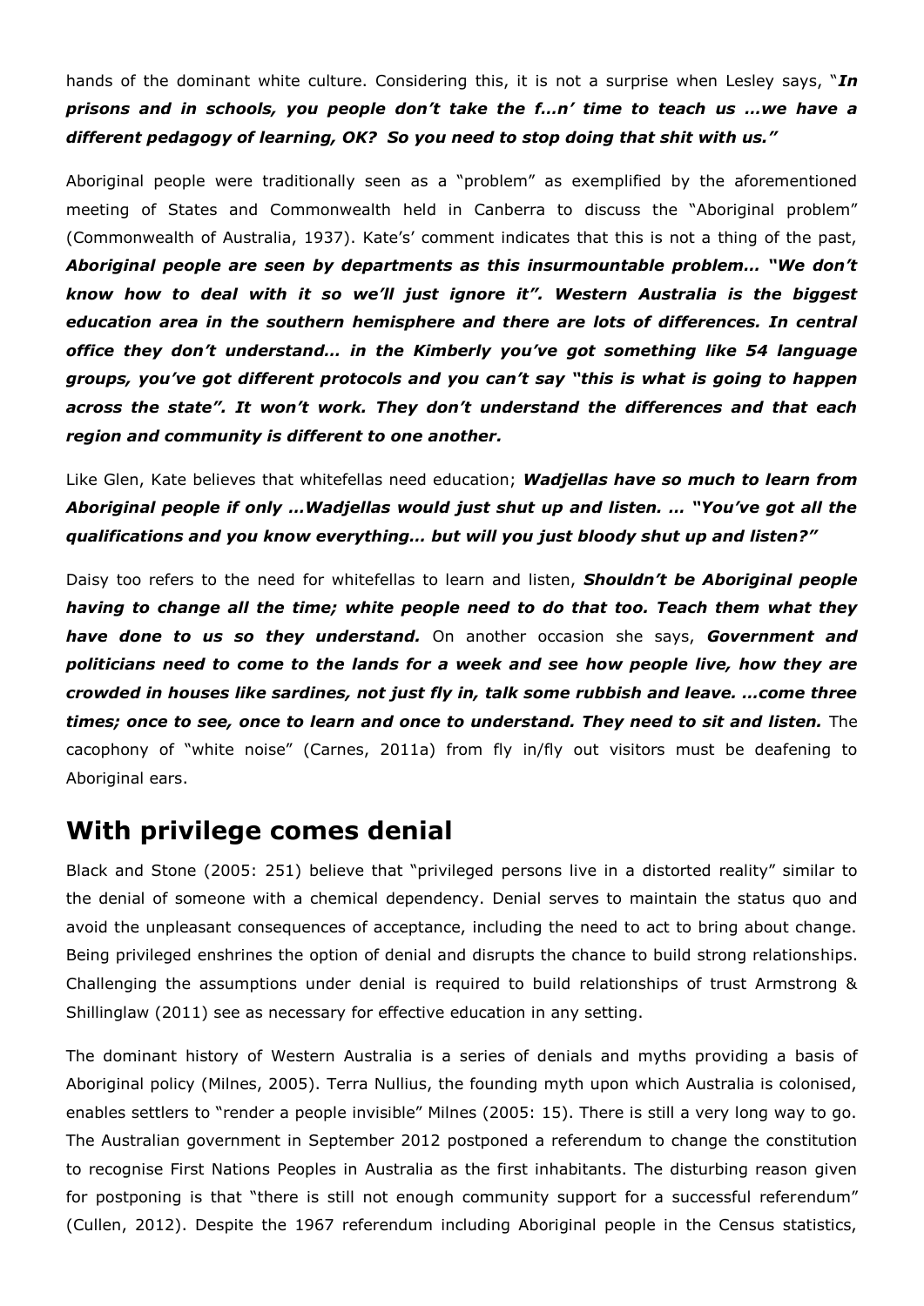hands of the dominant white culture. Considering this, it is not a surprise when Lesley says, "***In prisons and in schools, you people don't take the f…n' time to teach us …we have a different pedagogy of learning, OK? So you need to stop doing that shit with us."***

Aboriginal people were traditionally seen as a "problem" as exemplified by the aforementioned meeting of States and Commonwealth held in Canberra to discuss the "Aboriginal problem" (Commonwealth of Australia, 1937). Kate's' comment indicates that this is not a thing of the past, ***Aboriginal people are seen by departments as this insurmountable problem… "We don't know how to deal with it so we'll just ignore it". Western Australia is the biggest education area in the southern hemisphere and there are lots of differences. In central office they don't understand… in the Kimberly you've got something like 54 language groups, you've got different protocols and you can't say "this is what is going to happen across the state". It won't work. They don't understand the differences and that each region and community is different to one another.***

Like Glen, Kate believes that whitefellas need education; ***Wadjellas have so much to learn from Aboriginal people if only …Wadjellas would just shut up and listen. … "You've got all the qualifications and you know everything… but will you just bloody shut up and listen?"***

Daisy too refers to the need for whitefellas to learn and listen, ***Shouldn't be Aboriginal people having to change all the time; white people need to do that too. Teach them what they have done to us so they understand.*** On another occasion she says, ***Government and politicians need to come to the lands for a week and see how people live, how they are crowded in houses like sardines, not just fly in, talk some rubbish and leave. …come three times; once to see, once to learn and once to understand. They need to sit and listen.*** The cacophony of "white noise" (Carnes, 2011a) from fly in/fly out visitors must be deafening to Aboriginal ears.

## With privilege comes denial

Black and Stone (2005: 251) believe that "privileged persons live in a distorted reality" similar to the denial of someone with a chemical dependency. Denial serves to maintain the status quo and avoid the unpleasant consequences of acceptance, including the need to act to bring about change. Being privileged enshrines the option of denial and disrupts the chance to build strong relationships. Challenging the assumptions under denial is required to build relationships of trust Armstrong & Shillinglaw (2011) see as necessary for effective education in any setting.

The dominant history of Western Australia is a series of denials and myths providing a basis of Aboriginal policy (Milnes, 2005). Terra Nullius, the founding myth upon which Australia is colonised, enables settlers to "render a people invisible" Milnes (2005: 15). There is still a very long way to go. The Australian government in September 2012 postponed a referendum to change the constitution to recognise First Nations Peoples in Australia as the first inhabitants. The disturbing reason given for postponing is that "there is still not enough community support for a successful referendum" (Cullen, 2012). Despite the 1967 referendum including Aboriginal people in the Census statistics,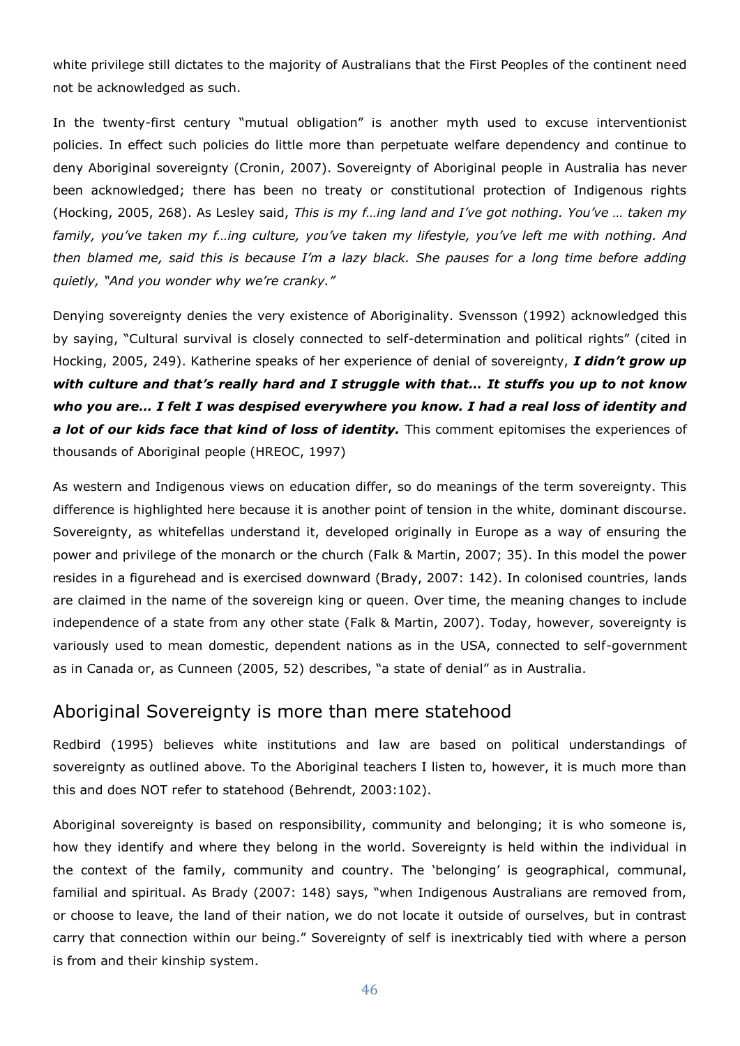white privilege still dictates to the majority of Australians that the First Peoples of the continent need not be acknowledged as such.

In the twenty-first century "mutual obligation" is another myth used to excuse interventionist policies. In effect such policies do little more than perpetuate welfare dependency and continue to deny Aboriginal sovereignty (Cronin, 2007). Sovereignty of Aboriginal people in Australia has never been acknowledged; there has been no treaty or constitutional protection of Indigenous rights (Hocking, 2005, 268). As Lesley said, *This is my f…ing land and I've got nothing. You've … taken my family, you've taken my f…ing culture, you've taken my lifestyle, you've left me with nothing. And then blamed me, said this is because I'm a lazy black. She pauses for a long time before adding quietly, "And you wonder why we're cranky."*

Denying sovereignty denies the very existence of Aboriginality. Svensson (1992) acknowledged this by saying, "Cultural survival is closely connected to self-determination and political rights" (cited in Hocking, 2005, 249). Katherine speaks of her experience of denial of sovereignty, ***I didn't grow up with culture and that's really hard and I struggle with that… It stuffs you up to not know who you are… I felt I was despised everywhere you know. I had a real loss of identity and a lot of our kids face that kind of loss of identity.*** This comment epitomises the experiences of thousands of Aboriginal people (HREOC, 1997)

As western and Indigenous views on education differ, so do meanings of the term sovereignty. This difference is highlighted here because it is another point of tension in the white, dominant discourse. Sovereignty, as whitefellas understand it, developed originally in Europe as a way of ensuring the power and privilege of the monarch or the church (Falk & Martin, 2007; 35). In this model the power resides in a figurehead and is exercised downward (Brady, 2007: 142). In colonised countries, lands are claimed in the name of the sovereign king or queen. Over time, the meaning changes to include independence of a state from any other state (Falk & Martin, 2007). Today, however, sovereignty is variously used to mean domestic, dependent nations as in the USA, connected to self-government as in Canada or, as Cunneen (2005, 52) describes, "a state of denial" as in Australia.

## Aboriginal Sovereignty is more than mere statehood

Redbird (1995) believes white institutions and law are based on political understandings of sovereignty as outlined above. To the Aboriginal teachers I listen to, however, it is much more than this and does NOT refer to statehood (Behrendt, 2003:102).

Aboriginal sovereignty is based on responsibility, community and belonging; it is who someone is, how they identify and where they belong in the world. Sovereignty is held within the individual in the context of the family, community and country. The 'belonging' is geographical, communal, familial and spiritual. As Brady (2007: 148) says, "when Indigenous Australians are removed from, or choose to leave, the land of their nation, we do not locate it outside of ourselves, but in contrast carry that connection within our being." Sovereignty of self is inextricably tied with where a person is from and their kinship system.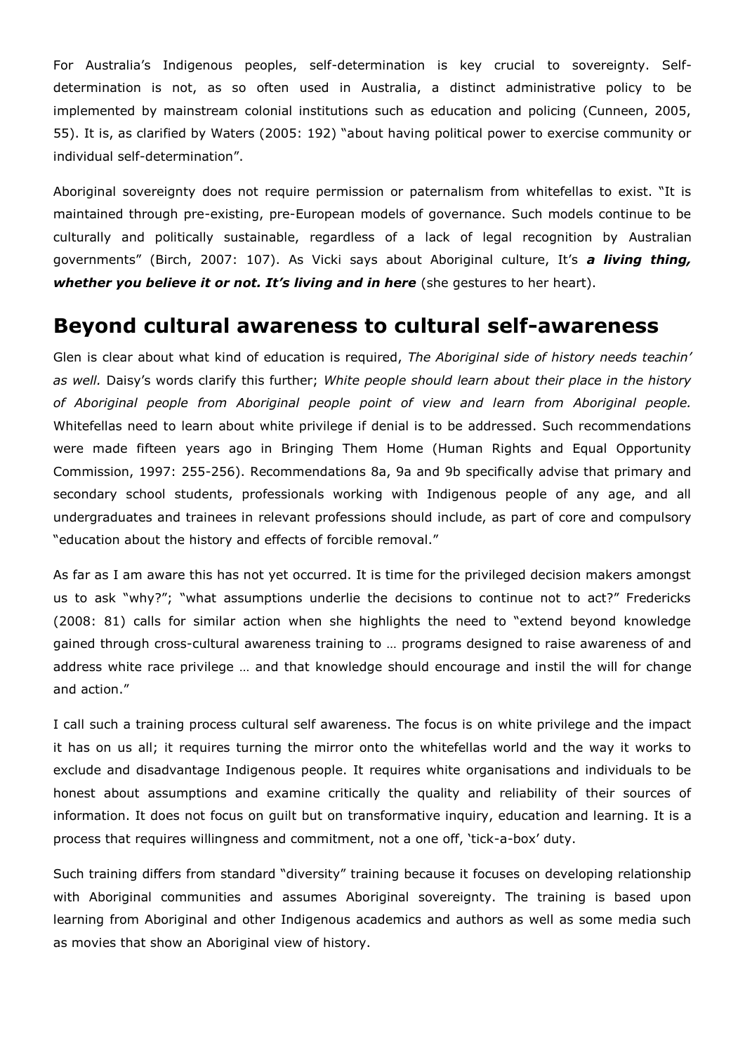For Australia's Indigenous peoples, self-determination is key crucial to sovereignty. Self-determination is not, as so often used in Australia, a distinct administrative policy to be implemented by mainstream colonial institutions such as education and policing (Cunneen, 2005, 55). It is, as clarified by Waters (2005: 192) "about having political power to exercise community or individual self-determination".

Aboriginal sovereignty does not require permission or paternalism from whitefellas to exist. "It is maintained through pre-existing, pre-European models of governance. Such models continue to be culturally and politically sustainable, regardless of a lack of legal recognition by Australian governments" (Birch, 2007: 107). As Vicki says about Aboriginal culture, It's ***a living thing, whether you believe it or not. It's living and in here*** (she gestures to her heart).

## Beyond cultural awareness to cultural self-awareness

Glen is clear about what kind of education is required, *The Aboriginal side of history needs teachin' as well.* Daisy's words clarify this further; *White people should learn about their place in the history of Aboriginal people from Aboriginal people point of view and learn from Aboriginal people.* Whitefellas need to learn about white privilege if denial is to be addressed. Such recommendations were made fifteen years ago in Bringing Them Home (Human Rights and Equal Opportunity Commission, 1997: 255-256). Recommendations 8a, 9a and 9b specifically advise that primary and secondary school students, professionals working with Indigenous people of any age, and all undergraduates and trainees in relevant professions should include, as part of core and compulsory "education about the history and effects of forcible removal."

As far as I am aware this has not yet occurred. It is time for the privileged decision makers amongst us to ask "why?"; "what assumptions underlie the decisions to continue not to act?" Fredericks (2008: 81) calls for similar action when she highlights the need to "extend beyond knowledge gained through cross-cultural awareness training to … programs designed to raise awareness of and address white race privilege … and that knowledge should encourage and instil the will for change and action."

I call such a training process cultural self awareness. The focus is on white privilege and the impact it has on us all; it requires turning the mirror onto the whitefellas world and the way it works to exclude and disadvantage Indigenous people. It requires white organisations and individuals to be honest about assumptions and examine critically the quality and reliability of their sources of information. It does not focus on guilt but on transformative inquiry, education and learning. It is a process that requires willingness and commitment, not a one off, 'tick-a-box' duty.

Such training differs from standard "diversity" training because it focuses on developing relationship with Aboriginal communities and assumes Aboriginal sovereignty. The training is based upon learning from Aboriginal and other Indigenous academics and authors as well as some media such as movies that show an Aboriginal view of history.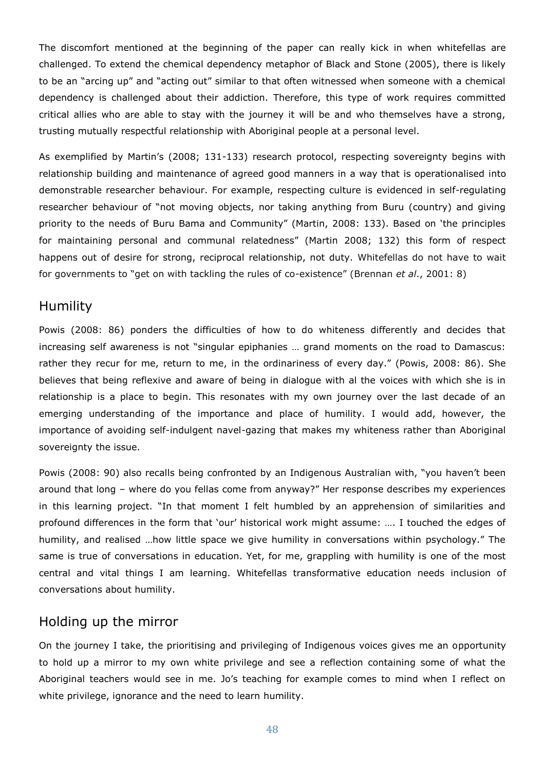The discomfort mentioned at the beginning of the paper can really kick in when whitefellas are challenged. To extend the chemical dependency metaphor of Black and Stone (2005), there is likely to be an "arcing up" and "acting out" similar to that often witnessed when someone with a chemical dependency is challenged about their addiction. Therefore, this type of work requires committed critical allies who are able to stay with the journey it will be and who themselves have a strong, trusting mutually respectful relationship with Aboriginal people at a personal level.

As exemplified by Martin's (2008; 131-133) research protocol, respecting sovereignty begins with relationship building and maintenance of agreed good manners in a way that is operationalised into demonstrable researcher behaviour. For example, respecting culture is evidenced in self-regulating researcher behaviour of "not moving objects, nor taking anything from Buru (country) and giving priority to the needs of Buru Bama and Community" (Martin, 2008: 133). Based on 'the principles for maintaining personal and communal relatedness" (Martin 2008; 132) this form of respect happens out of desire for strong, reciprocal relationship, not duty. Whitefellas do not have to wait for governments to "get on with tackling the rules of co-existence" (Brennan *et al*., 2001: 8)

## Humility

Powis (2008: 86) ponders the difficulties of how to do whiteness differently and decides that increasing self awareness is not "singular epiphanies … grand moments on the road to Damascus: rather they recur for me, return to me, in the ordinariness of every day." (Powis, 2008: 86). She believes that being reflexive and aware of being in dialogue with al the voices with which she is in relationship is a place to begin. This resonates with my own journey over the last decade of an emerging understanding of the importance and place of humility. I would add, however, the importance of avoiding self-indulgent navel-gazing that makes my whiteness rather than Aboriginal sovereignty the issue.

Powis (2008: 90) also recalls being confronted by an Indigenous Australian with, "you haven't been around that long – where do you fellas come from anyway?" Her response describes my experiences in this learning project. "In that moment I felt humbled by an apprehension of similarities and profound differences in the form that 'our' historical work might assume: …. I touched the edges of humility, and realised …how little space we give humility in conversations within psychology." The same is true of conversations in education. Yet, for me, grappling with humility is one of the most central and vital things I am learning. Whitefellas transformative education needs inclusion of conversations about humility.

## Holding up the mirror

On the journey I take, the prioritising and privileging of Indigenous voices gives me an opportunity to hold up a mirror to my own white privilege and see a reflection containing some of what the Aboriginal teachers would see in me. Jo's teaching for example comes to mind when I reflect on white privilege, ignorance and the need to learn humility.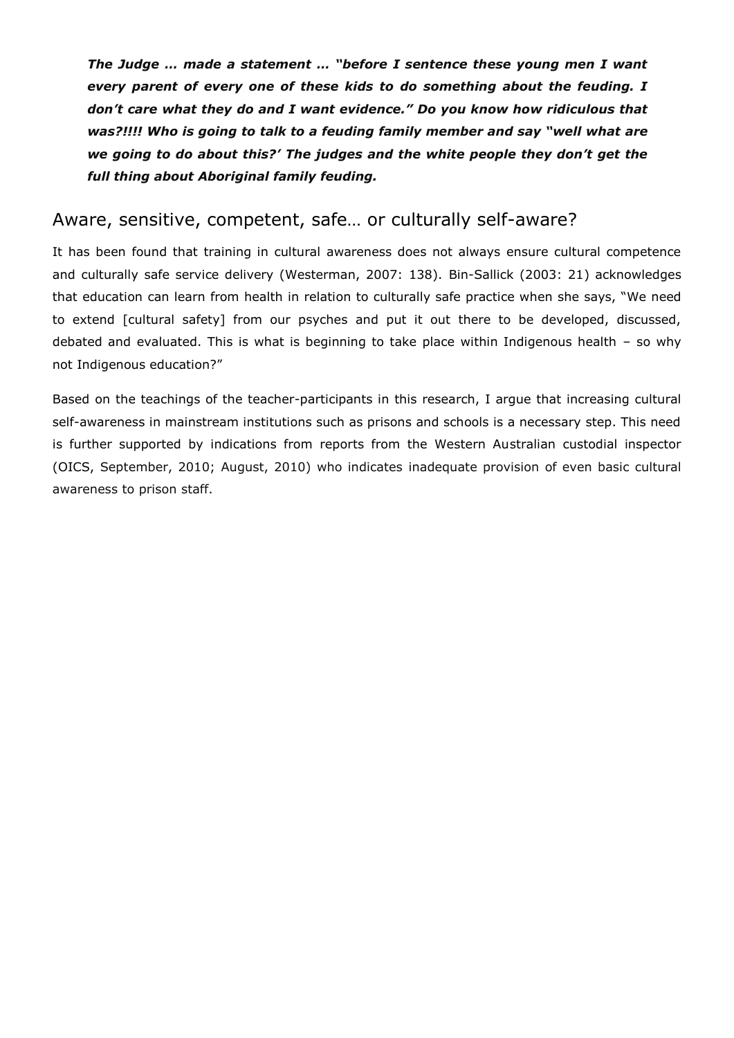***The Judge … made a statement … "before I sentence these young men I want every parent of every one of these kids to do something about the feuding. I don't care what they do and I want evidence." Do you know how ridiculous that was?!!!! Who is going to talk to a feuding family member and say "well what are we going to do about this?' The judges and the white people they don't get the full thing about Aboriginal family feuding.***

## Aware, sensitive, competent, safe… or culturally self-aware?

It has been found that training in cultural awareness does not always ensure cultural competence and culturally safe service delivery (Westerman, 2007: 138). Bin-Sallick (2003: 21) acknowledges that education can learn from health in relation to culturally safe practice when she says, "We need to extend [cultural safety] from our psyches and put it out there to be developed, discussed, debated and evaluated. This is what is beginning to take place within Indigenous health – so why not Indigenous education?"

Based on the teachings of the teacher-participants in this research, I argue that increasing cultural self-awareness in mainstream institutions such as prisons and schools is a necessary step. This need is further supported by indications from reports from the Western Australian custodial inspector (OICS, September, 2010; August, 2010) who indicates inadequate provision of even basic cultural awareness to prison staff.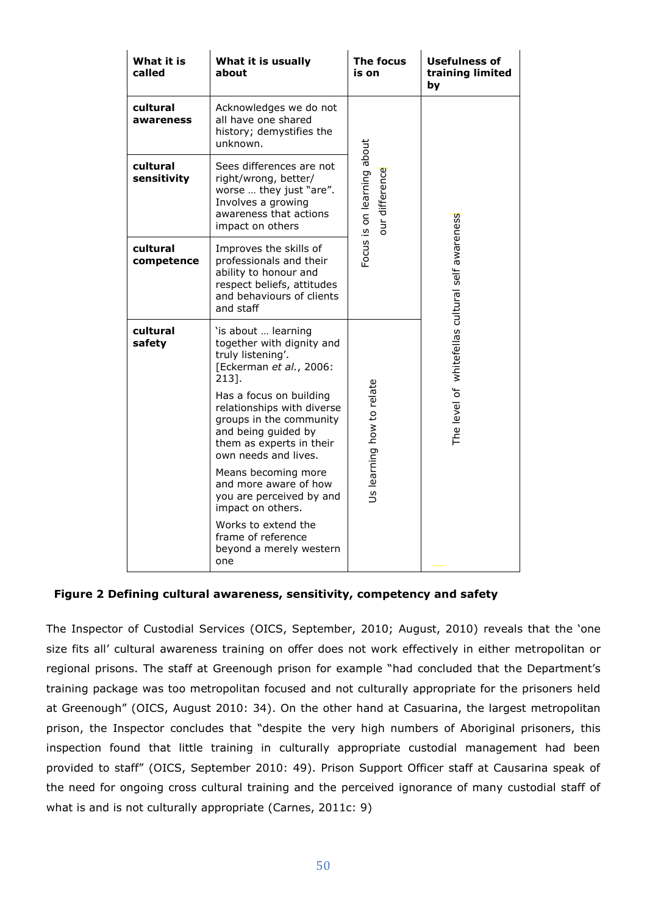| What it is called | What it is usually about | The focus is on | Usefulness of training limited by |
|---|---|---|---|
| cultural awareness | Acknowledges we do not all have one shared history; demystifies the unknown. | Focus is on learning about our difference | The level of whitefellas cultural self awareness |
| cultural sensitivity | Sees differences are not right/wrong, better/ worse … they just "are". Involves a growing awareness that actions impact on others | | |
| cultural competence | Improves the skills of professionals and their ability to honour and respect beliefs, attitudes and behaviours of clients and staff | | |
| cultural safety | 'is about … learning together with dignity and truly listening'. [Eckerman *et al.*, 2006: 213]. Has a focus on building relationships with diverse groups in the community and being guided by them as experts in their own needs and lives. Means becoming more and more aware of how you are perceived by and impact on others. Works to extend the frame of reference beyond a merely western one | Us learning how to relate | |

**Figure 2 Defining cultural awareness, sensitivity, competency and safety**

The Inspector of Custodial Services (OICS, September, 2010; August, 2010) reveals that the 'one size fits all' cultural awareness training on offer does not work effectively in either metropolitan or regional prisons. The staff at Greenough prison for example "had concluded that the Department's training package was too metropolitan focused and not culturally appropriate for the prisoners held at Greenough" (OICS, August 2010: 34). On the other hand at Casuarina, the largest metropolitan prison, the Inspector concludes that "despite the very high numbers of Aboriginal prisoners, this inspection found that little training in culturally appropriate custodial management had been provided to staff" (OICS, September 2010: 49). Prison Support Officer staff at Causarina speak of the need for ongoing cross cultural training and the perceived ignorance of many custodial staff of what is and is not culturally appropriate (Carnes, 2011c: 9)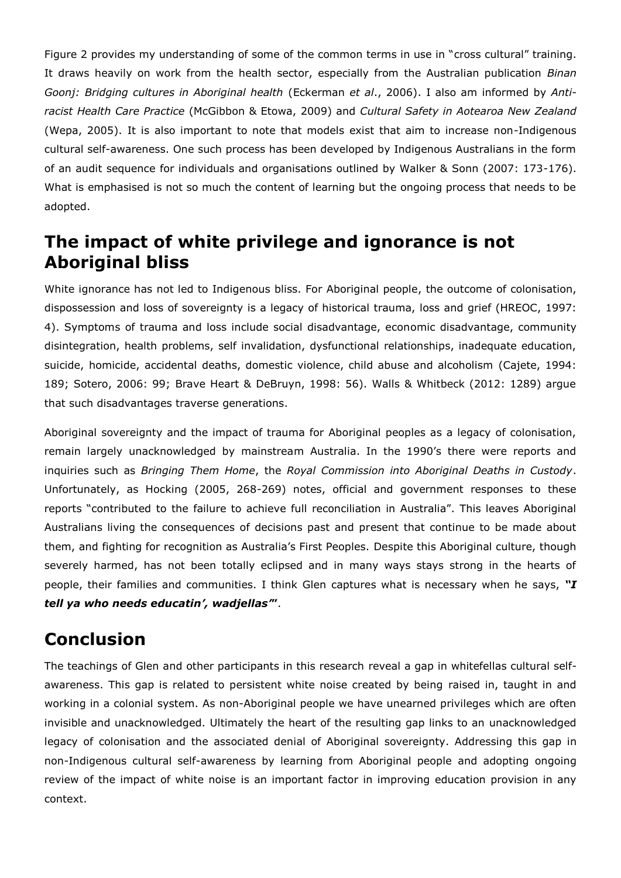Figure 2 provides my understanding of some of the common terms in use in "cross cultural" training. It draws heavily on work from the health sector, especially from the Australian publication *Binan Goonj: Bridging cultures in Aboriginal health* (Eckerman *et al*., 2006). I also am informed by *Anti-racist Health Care Practice* (McGibbon & Etowa, 2009) and *Cultural Safety in Aotearoa New Zealand* (Wepa, 2005). It is also important to note that models exist that aim to increase non-Indigenous cultural self-awareness. One such process has been developed by Indigenous Australians in the form of an audit sequence for individuals and organisations outlined by Walker & Sonn (2007: 173-176). What is emphasised is not so much the content of learning but the ongoing process that needs to be adopted.

## The impact of white privilege and ignorance is not Aboriginal bliss

White ignorance has not led to Indigenous bliss. For Aboriginal people, the outcome of colonisation, dispossession and loss of sovereignty is a legacy of historical trauma, loss and grief (HREOC, 1997: 4). Symptoms of trauma and loss include social disadvantage, economic disadvantage, community disintegration, health problems, self invalidation, dysfunctional relationships, inadequate education, suicide, homicide, accidental deaths, domestic violence, child abuse and alcoholism (Cajete, 1994: 189; Sotero, 2006: 99; Brave Heart & DeBruyn, 1998: 56). Walls & Whitbeck (2012: 1289) argue that such disadvantages traverse generations.

Aboriginal sovereignty and the impact of trauma for Aboriginal peoples as a legacy of colonisation, remain largely unacknowledged by mainstream Australia. In the 1990's there were reports and inquiries such as *Bringing Them Home*, the *Royal Commission into Aboriginal Deaths in Custody*. Unfortunately, as Hocking (2005, 268-269) notes, official and government responses to these reports "contributed to the failure to achieve full reconciliation in Australia". This leaves Aboriginal Australians living the consequences of decisions past and present that continue to be made about them, and fighting for recognition as Australia's First Peoples. Despite this Aboriginal culture, though severely harmed, has not been totally eclipsed and in many ways stays strong in the hearts of people, their families and communities. I think Glen captures what is necessary when he says, ***"I tell ya who needs educatin', wadjellas"***'.

## Conclusion

The teachings of Glen and other participants in this research reveal a gap in whitefellas cultural self-awareness. This gap is related to persistent white noise created by being raised in, taught in and working in a colonial system. As non-Aboriginal people we have unearned privileges which are often invisible and unacknowledged. Ultimately the heart of the resulting gap links to an unacknowledged legacy of colonisation and the associated denial of Aboriginal sovereignty. Addressing this gap in non-Indigenous cultural self-awareness by learning from Aboriginal people and adopting ongoing review of the impact of white noise is an important factor in improving education provision in any context.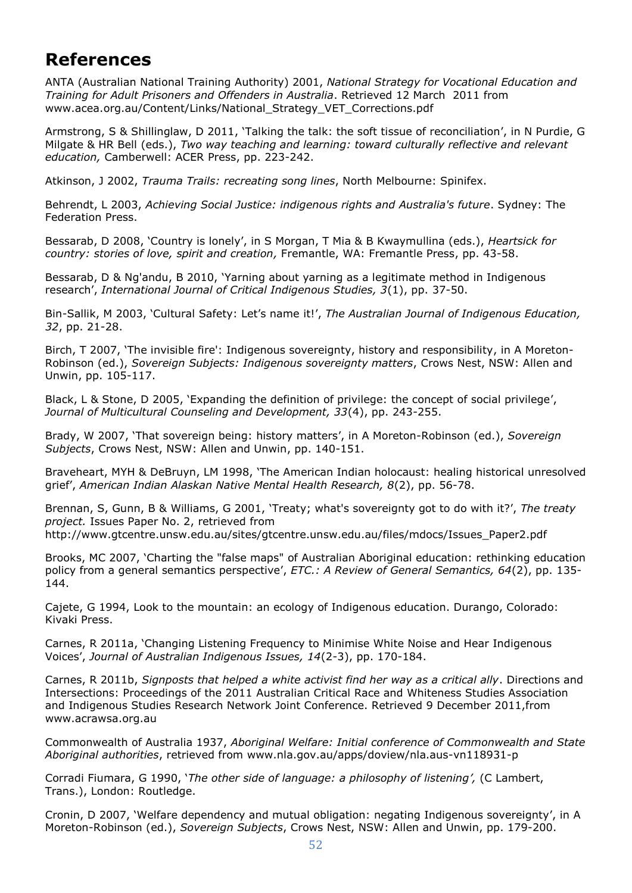# References

ANTA (Australian National Training Authority) 2001, *National Strategy for Vocational Education and Training for Adult Prisoners and Offenders in Australia*. Retrieved 12 March 2011 from www.acea.org.au/Content/Links/National_Strategy_VET_Corrections.pdf

Armstrong, S & Shillinglaw, D 2011, 'Talking the talk: the soft tissue of reconciliation', in N Purdie, G Milgate & HR Bell (eds.), *Two way teaching and learning: toward culturally reflective and relevant education,* Camberwell: ACER Press, pp. 223-242.

Atkinson, J 2002, *Trauma Trails: recreating song lines*, North Melbourne: Spinifex.

Behrendt, L 2003, *Achieving Social Justice: indigenous rights and Australia's future*. Sydney: The Federation Press.

Bessarab, D 2008, 'Country is lonely', in S Morgan, T Mia & B Kwaymullina (eds.), *Heartsick for country: stories of love, spirit and creation,* Fremantle, WA: Fremantle Press, pp. 43-58.

Bessarab, D & Ng'andu, B 2010, 'Yarning about yarning as a legitimate method in Indigenous research', *International Journal of Critical Indigenous Studies, 3*(1), pp. 37-50.

Bin-Sallik, M 2003, 'Cultural Safety: Let's name it!', *The Australian Journal of Indigenous Education, 32*, pp. 21-28.

Birch, T 2007, 'The invisible fire': Indigenous sovereignty, history and responsibility, in A Moreton-Robinson (ed.), *Sovereign Subjects: Indigenous sovereignty matters*, Crows Nest, NSW: Allen and Unwin, pp. 105-117.

Black, L & Stone, D 2005, 'Expanding the definition of privilege: the concept of social privilege', *Journal of Multicultural Counseling and Development, 33*(4), pp. 243-255.

Brady, W 2007, 'That sovereign being: history matters', in A Moreton-Robinson (ed.), *Sovereign Subjects*, Crows Nest, NSW: Allen and Unwin, pp. 140-151.

Braveheart, MYH & DeBruyn, LM 1998, 'The American Indian holocaust: healing historical unresolved grief', *American Indian Alaskan Native Mental Health Research, 8*(2), pp. 56-78.

Brennan, S, Gunn, B & Williams, G 2001, 'Treaty; what's sovereignty got to do with it?', *The treaty project.* Issues Paper No. 2, retrieved from http://www.gtcentre.unsw.edu.au/sites/gtcentre.unsw.edu.au/files/mdocs/Issues_Paper2.pdf

Brooks, MC 2007, 'Charting the "false maps" of Australian Aboriginal education: rethinking education policy from a general semantics perspective', *ETC.: A Review of General Semantics, 64*(2), pp. 135-144.

Cajete, G 1994, Look to the mountain: an ecology of Indigenous education. Durango, Colorado: Kivaki Press.

Carnes, R 2011a, 'Changing Listening Frequency to Minimise White Noise and Hear Indigenous Voices', *Journal of Australian Indigenous Issues, 14*(2-3), pp. 170-184.

Carnes, R 2011b, *Signposts that helped a white activist find her way as a critical ally*. Directions and Intersections: Proceedings of the 2011 Australian Critical Race and Whiteness Studies Association and Indigenous Studies Research Network Joint Conference. Retrieved 9 December 2011,from www.acrawsa.org.au

Commonwealth of Australia 1937, *Aboriginal Welfare: Initial conference of Commonwealth and State Aboriginal authorities*, retrieved from www.nla.gov.au/apps/doview/nla.aus-vn118931-p

Corradi Fiumara, G 1990, '*The other side of language: a philosophy of listening',* (C Lambert, Trans.), London: Routledge.

Cronin, D 2007, 'Welfare dependency and mutual obligation: negating Indigenous sovereignty', in A Moreton-Robinson (ed.), *Sovereign Subjects*, Crows Nest, NSW: Allen and Unwin, pp. 179-200.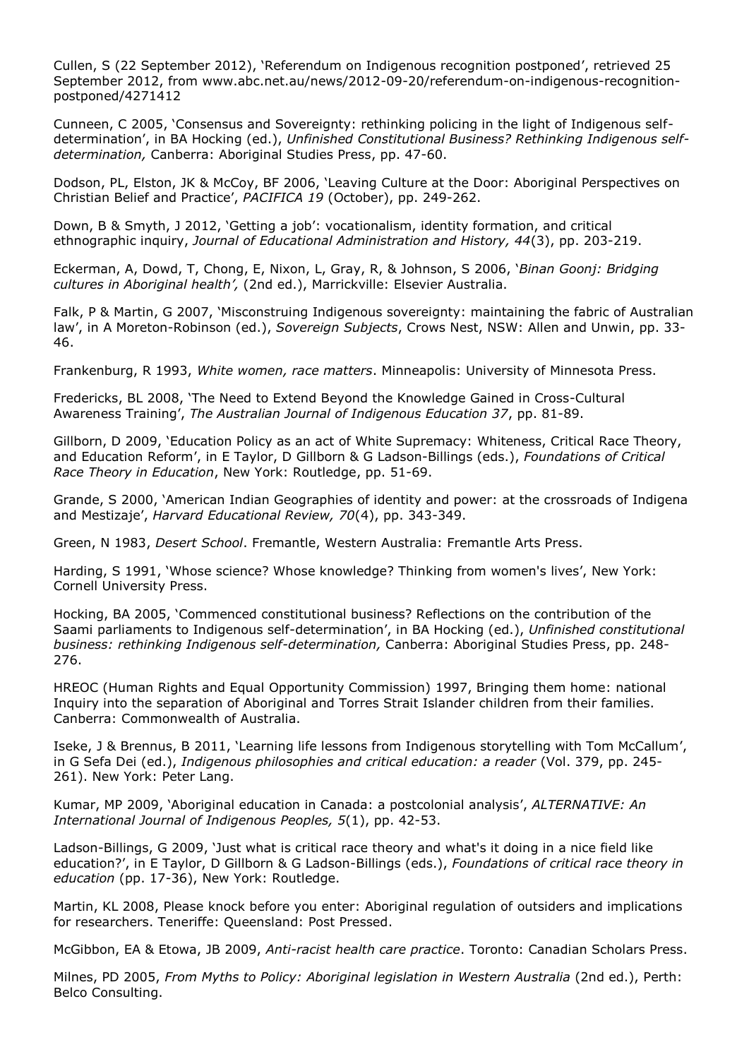Cullen, S (22 September 2012), 'Referendum on Indigenous recognition postponed', retrieved 25 September 2012, from www.abc.net.au/news/2012-09-20/referendum-on-indigenous-recognition-postponed/4271412

Cunneen, C 2005, 'Consensus and Sovereignty: rethinking policing in the light of Indigenous self-determination', in BA Hocking (ed.), *Unfinished Constitutional Business? Rethinking Indigenous self-determination,* Canberra: Aboriginal Studies Press, pp. 47-60.

Dodson, PL, Elston, JK & McCoy, BF 2006, 'Leaving Culture at the Door: Aboriginal Perspectives on Christian Belief and Practice', *PACIFICA 19* (October), pp. 249-262.

Down, B & Smyth, J 2012, 'Getting a job': vocationalism, identity formation, and critical ethnographic inquiry, *Journal of Educational Administration and History, 44*(3), pp. 203-219.

Eckerman, A, Dowd, T, Chong, E, Nixon, L, Gray, R, & Johnson, S 2006, '*Binan Goonj: Bridging cultures in Aboriginal health',* (2nd ed.), Marrickville: Elsevier Australia.

Falk, P & Martin, G 2007, 'Misconstruing Indigenous sovereignty: maintaining the fabric of Australian law', in A Moreton-Robinson (ed.), *Sovereign Subjects*, Crows Nest, NSW: Allen and Unwin, pp. 33-46.

Frankenburg, R 1993, *White women, race matters*. Minneapolis: University of Minnesota Press.

Fredericks, BL 2008, 'The Need to Extend Beyond the Knowledge Gained in Cross-Cultural Awareness Training', *The Australian Journal of Indigenous Education 37*, pp. 81-89.

Gillborn, D 2009, 'Education Policy as an act of White Supremacy: Whiteness, Critical Race Theory, and Education Reform', in E Taylor, D Gillborn & G Ladson-Billings (eds.), *Foundations of Critical Race Theory in Education*, New York: Routledge, pp. 51-69.

Grande, S 2000, 'American Indian Geographies of identity and power: at the crossroads of Indigena and Mestizaje', *Harvard Educational Review, 70*(4), pp. 343-349.

Green, N 1983, *Desert School*. Fremantle, Western Australia: Fremantle Arts Press.

Harding, S 1991, 'Whose science? Whose knowledge? Thinking from women's lives', New York: Cornell University Press.

Hocking, BA 2005, 'Commenced constitutional business? Reflections on the contribution of the Saami parliaments to Indigenous self-determination', in BA Hocking (ed.), *Unfinished constitutional business: rethinking Indigenous self-determination,* Canberra: Aboriginal Studies Press, pp. 248-276.

HREOC (Human Rights and Equal Opportunity Commission) 1997, Bringing them home: national Inquiry into the separation of Aboriginal and Torres Strait Islander children from their families. Canberra: Commonwealth of Australia.

Iseke, J & Brennus, B 2011, 'Learning life lessons from Indigenous storytelling with Tom McCallum', in G Sefa Dei (ed.), *Indigenous philosophies and critical education: a reader* (Vol. 379, pp. 245-261). New York: Peter Lang.

Kumar, MP 2009, 'Aboriginal education in Canada: a postcolonial analysis', *ALTERNATIVE: An International Journal of Indigenous Peoples, 5*(1), pp. 42-53.

Ladson-Billings, G 2009, 'Just what is critical race theory and what's it doing in a nice field like education?', in E Taylor, D Gillborn & G Ladson-Billings (eds.), *Foundations of critical race theory in education* (pp. 17-36), New York: Routledge.

Martin, KL 2008, Please knock before you enter: Aboriginal regulation of outsiders and implications for researchers. Teneriffe: Queensland: Post Pressed.

McGibbon, EA & Etowa, JB 2009, *Anti-racist health care practice*. Toronto: Canadian Scholars Press.

Milnes, PD 2005, *From Myths to Policy: Aboriginal legislation in Western Australia* (2nd ed.), Perth: Belco Consulting.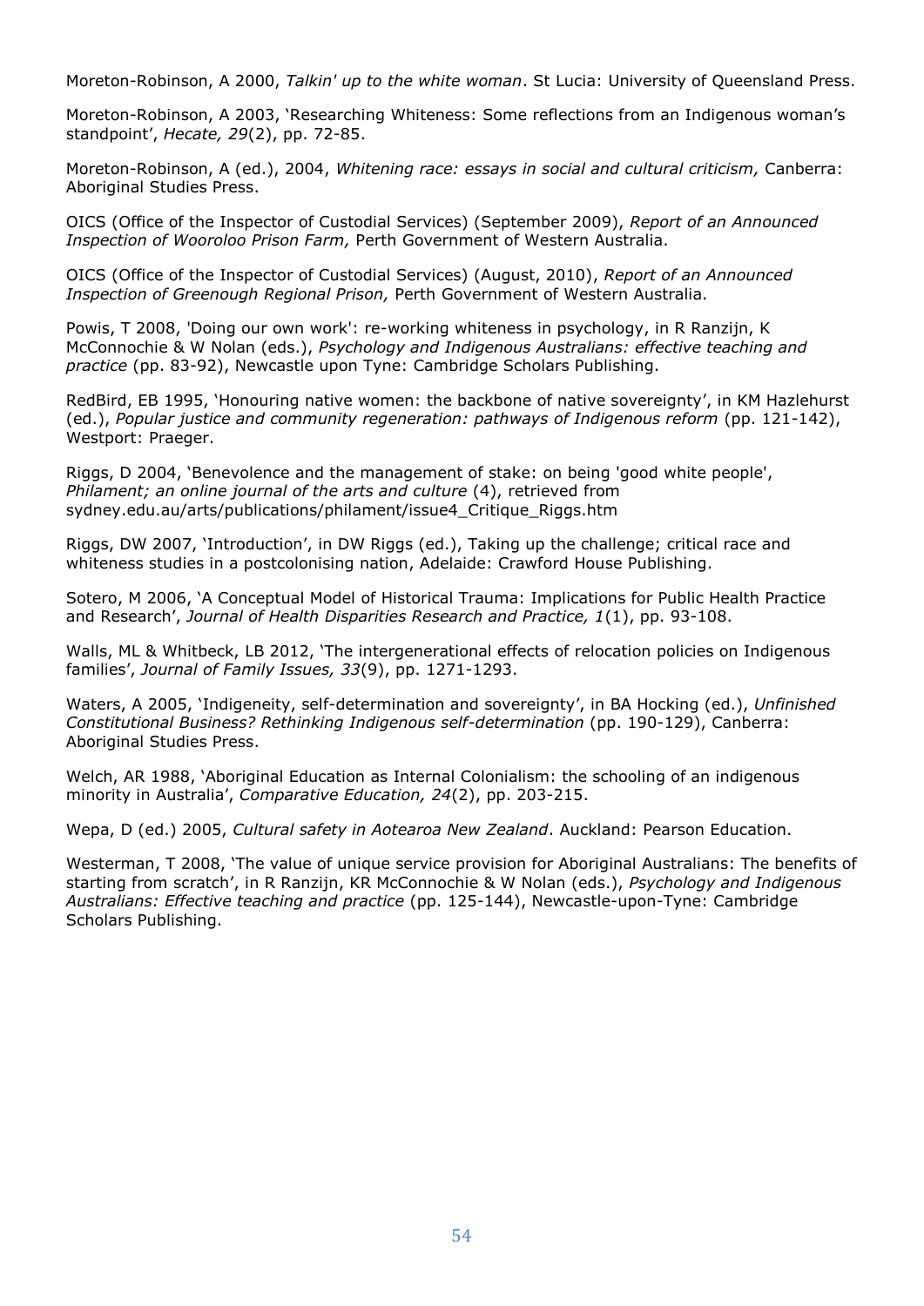Moreton-Robinson, A 2000, *Talkin' up to the white woman*. St Lucia: University of Queensland Press.

Moreton-Robinson, A 2003, 'Researching Whiteness: Some reflections from an Indigenous woman's standpoint', *Hecate, 29*(2), pp. 72-85.

Moreton-Robinson, A (ed.), 2004, *Whitening race: essays in social and cultural criticism,* Canberra: Aboriginal Studies Press.

OICS (Office of the Inspector of Custodial Services) (September 2009), *Report of an Announced Inspection of Wooroloo Prison Farm,* Perth Government of Western Australia.

OICS (Office of the Inspector of Custodial Services) (August, 2010), *Report of an Announced Inspection of Greenough Regional Prison,* Perth Government of Western Australia.

Powis, T 2008, 'Doing our own work': re-working whiteness in psychology, in R Ranzijn, K McConnochie & W Nolan (eds.), *Psychology and Indigenous Australians: effective teaching and practice* (pp. 83-92), Newcastle upon Tyne: Cambridge Scholars Publishing.

RedBird, EB 1995, 'Honouring native women: the backbone of native sovereignty', in KM Hazlehurst (ed.), *Popular justice and community regeneration: pathways of Indigenous reform* (pp. 121-142), Westport: Praeger.

Riggs, D 2004, 'Benevolence and the management of stake: on being 'good white people', *Philament; an online journal of the arts and culture* (4), retrieved from sydney.edu.au/arts/publications/philament/issue4_Critique_Riggs.htm

Riggs, DW 2007, 'Introduction', in DW Riggs (ed.), Taking up the challenge; critical race and whiteness studies in a postcolonising nation, Adelaide: Crawford House Publishing.

Sotero, M 2006, 'A Conceptual Model of Historical Trauma: Implications for Public Health Practice and Research', *Journal of Health Disparities Research and Practice, 1*(1), pp. 93-108.

Walls, ML & Whitbeck, LB 2012, 'The intergenerational effects of relocation policies on Indigenous families', *Journal of Family Issues, 33*(9), pp. 1271-1293.

Waters, A 2005, 'Indigeneity, self-determination and sovereignty', in BA Hocking (ed.), *Unfinished Constitutional Business? Rethinking Indigenous self-determination* (pp. 190-129), Canberra: Aboriginal Studies Press.

Welch, AR 1988, 'Aboriginal Education as Internal Colonialism: the schooling of an indigenous minority in Australia', *Comparative Education, 24*(2), pp. 203-215.

Wepa, D (ed.) 2005, *Cultural safety in Aotearoa New Zealand*. Auckland: Pearson Education.

Westerman, T 2008, 'The value of unique service provision for Aboriginal Australians: The benefits of starting from scratch', in R Ranzijn, KR McConnochie & W Nolan (eds.), *Psychology and Indigenous Australians: Effective teaching and practice* (pp. 125-144), Newcastle-upon-Tyne: Cambridge Scholars Publishing.